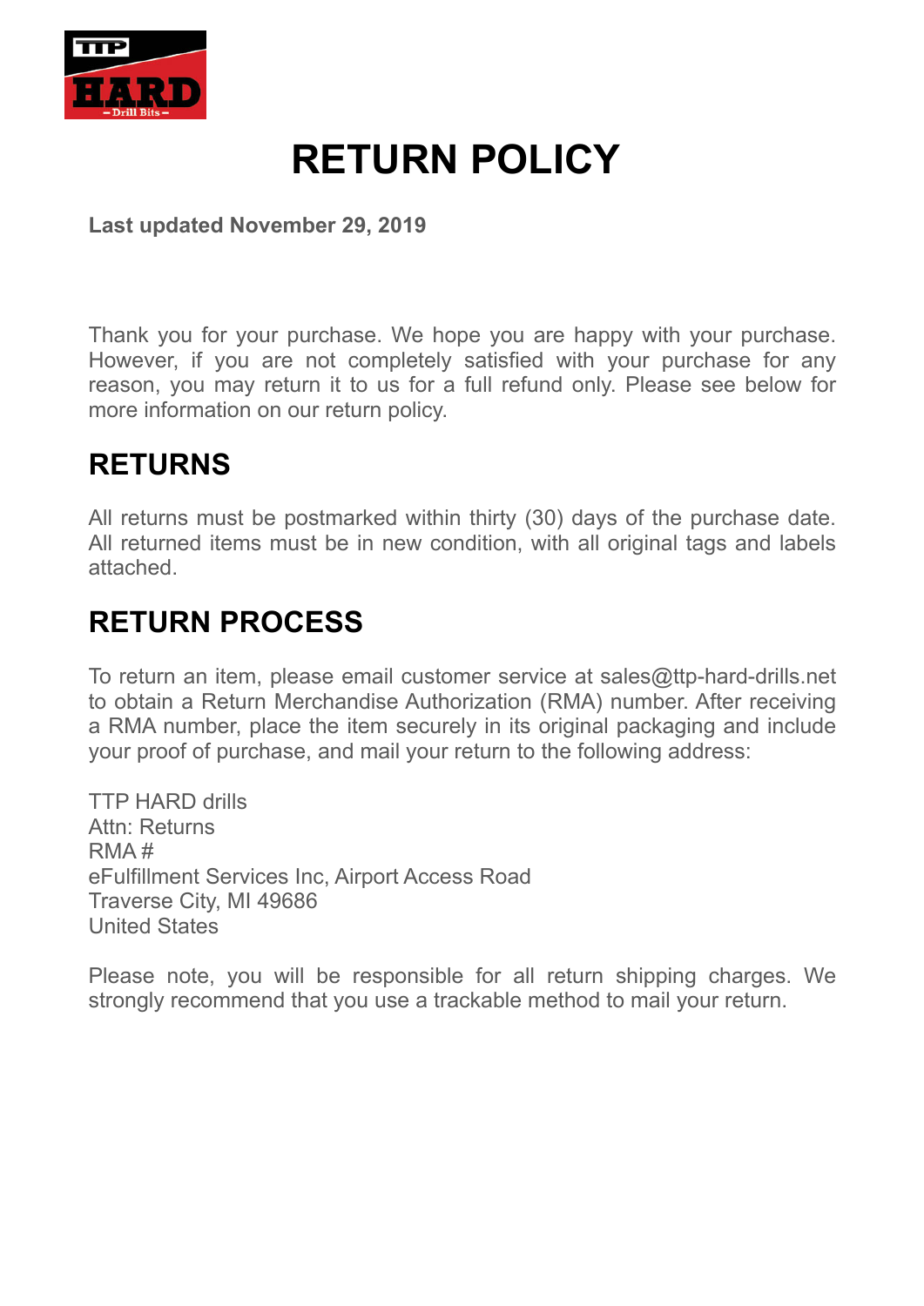# RETURN POLICY

**Last updated November 29, 2019**

Thank you for your purchase. We hope you are happy with your purchase. However, if you are not completely satisfied with your purchase for any reason, you may return it to us for a full refund only. Please see below for more information on our return policy.

## RETURNS

All returns must be postmarked within thirty (30) days of the purchase date. All returned items must be in new condition, with all original tags and labels attached.

## RETURN PROCESS

To return an item, please email customer service at sales@ttp-hard-drills.net to obtain a Return Merchandise Authorization (RMA) number. After receiving a RMA number, place the item securely in its original packaging and include your proof of purchase, and mail your return to the following address:

TTP HARD drills  
Attn: Returns  
RMA #  
eFulfillment Services Inc, Airport Access Road  
Traverse City, MI 49686  
United States

Please note, you will be responsible for all return shipping charges. We strongly recommend that you use a trackable method to mail your return.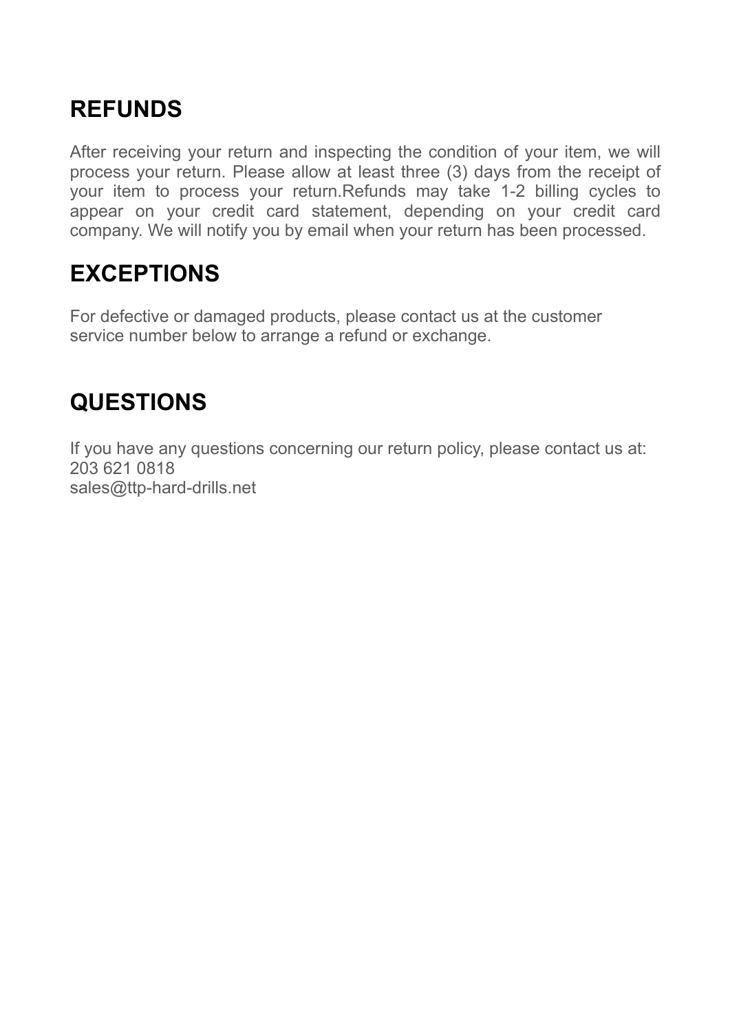## REFUNDS

After receiving your return and inspecting the condition of your item, we will process your return. Please allow at least three (3) days from the receipt of your item to process your return.Refunds may take 1-2 billing cycles to appear on your credit card statement, depending on your credit card company. We will notify you by email when your return has been processed.

## EXCEPTIONS

For defective or damaged products, please contact us at the customer service number below to arrange a refund or exchange.

## QUESTIONS

If you have any questions concerning our return policy, please contact us at:
203 621 0818
sales@ttp-hard-drills.net